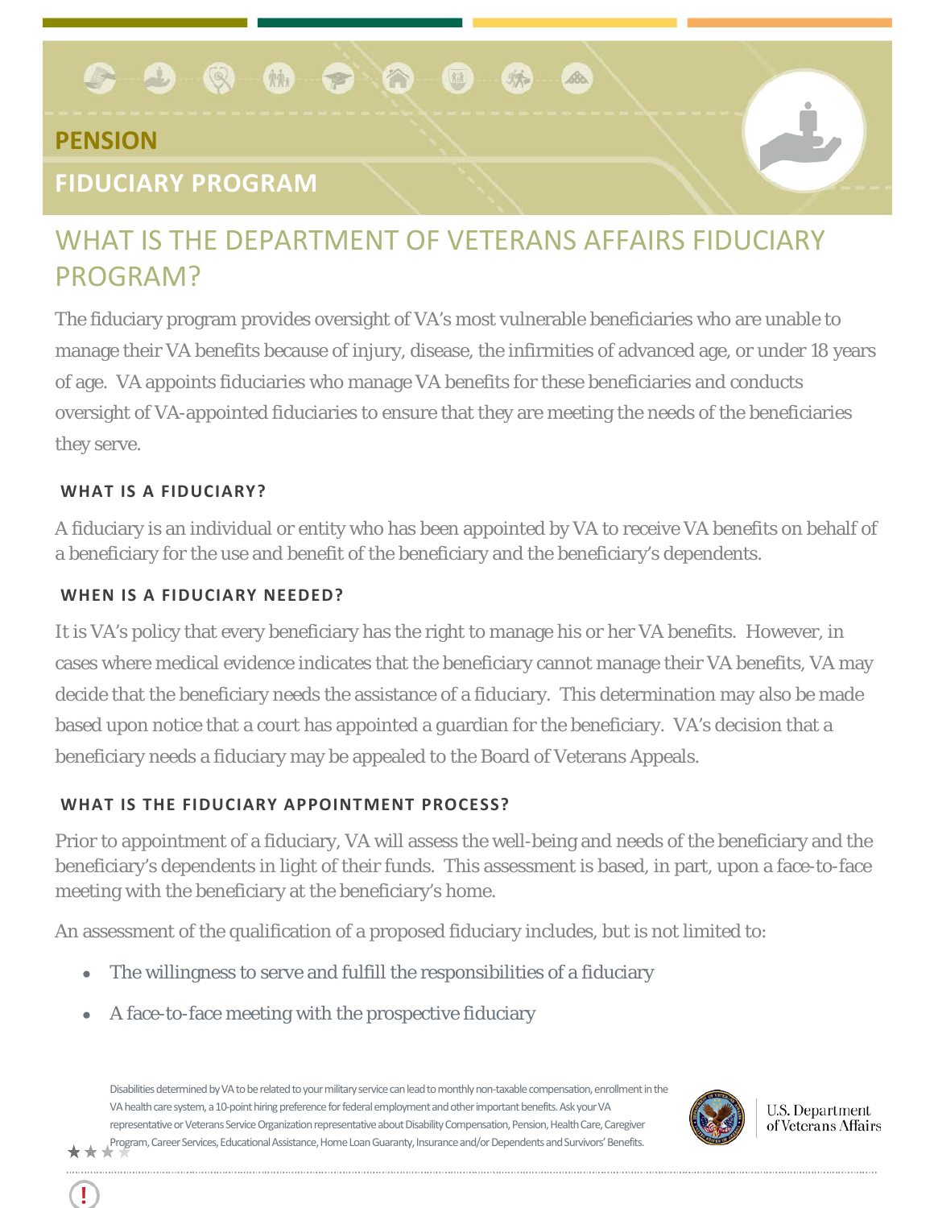# PENSION

## FIDUCIARY PROGRAM

## WHAT IS THE DEPARTMENT OF VETERANS AFFAIRS FIDUCIARY PROGRAM?

The fiduciary program provides oversight of VA's most vulnerable beneficiaries who are unable to manage their VA benefits because of injury, disease, the infirmities of advanced age, or under 18 years of age. VA appoints fiduciaries who manage VA benefits for these beneficiaries and conducts oversight of VA-appointed fiduciaries to ensure that they are meeting the needs of the beneficiaries they serve.

### WHAT IS A FIDUCIARY?

A fiduciary is an individual or entity who has been appointed by VA to receive VA benefits on behalf of a beneficiary for the use and benefit of the beneficiary and the beneficiary's dependents.

### WHEN IS A FIDUCIARY NEEDED?

It is VA's policy that every beneficiary has the right to manage his or her VA benefits. However, in cases where medical evidence indicates that the beneficiary cannot manage their VA benefits, VA may decide that the beneficiary needs the assistance of a fiduciary. This determination may also be made based upon notice that a court has appointed a guardian for the beneficiary. VA's decision that a beneficiary needs a fiduciary may be appealed to the Board of Veterans Appeals.

### WHAT IS THE FIDUCIARY APPOINTMENT PROCESS?

Prior to appointment of a fiduciary, VA will assess the well-being and needs of the beneficiary and the beneficiary's dependents in light of their funds. This assessment is based, in part, upon a face-to-face meeting with the beneficiary at the beneficiary's home.

An assessment of the qualification of a proposed fiduciary includes, but is not limited to:

- The willingness to serve and fulfill the responsibilities of a fiduciary
- A face-to-face meeting with the prospective fiduciary

Disabilities determined by VA to be related to your military service can lead to monthly non-taxable compensation, enrollment in the VA health care system, a 10-point hiring preference for federal employment and other important benefits. Ask your VA representative or Veterans Service Organization representative about Disability Compensation, Pension, Health Care, Caregiver Program, Career Services, Educational Assistance, Home Loan Guaranty, Insurance and/or Dependents and Survivors' Benefits.

U.S. Department of Veterans Affairs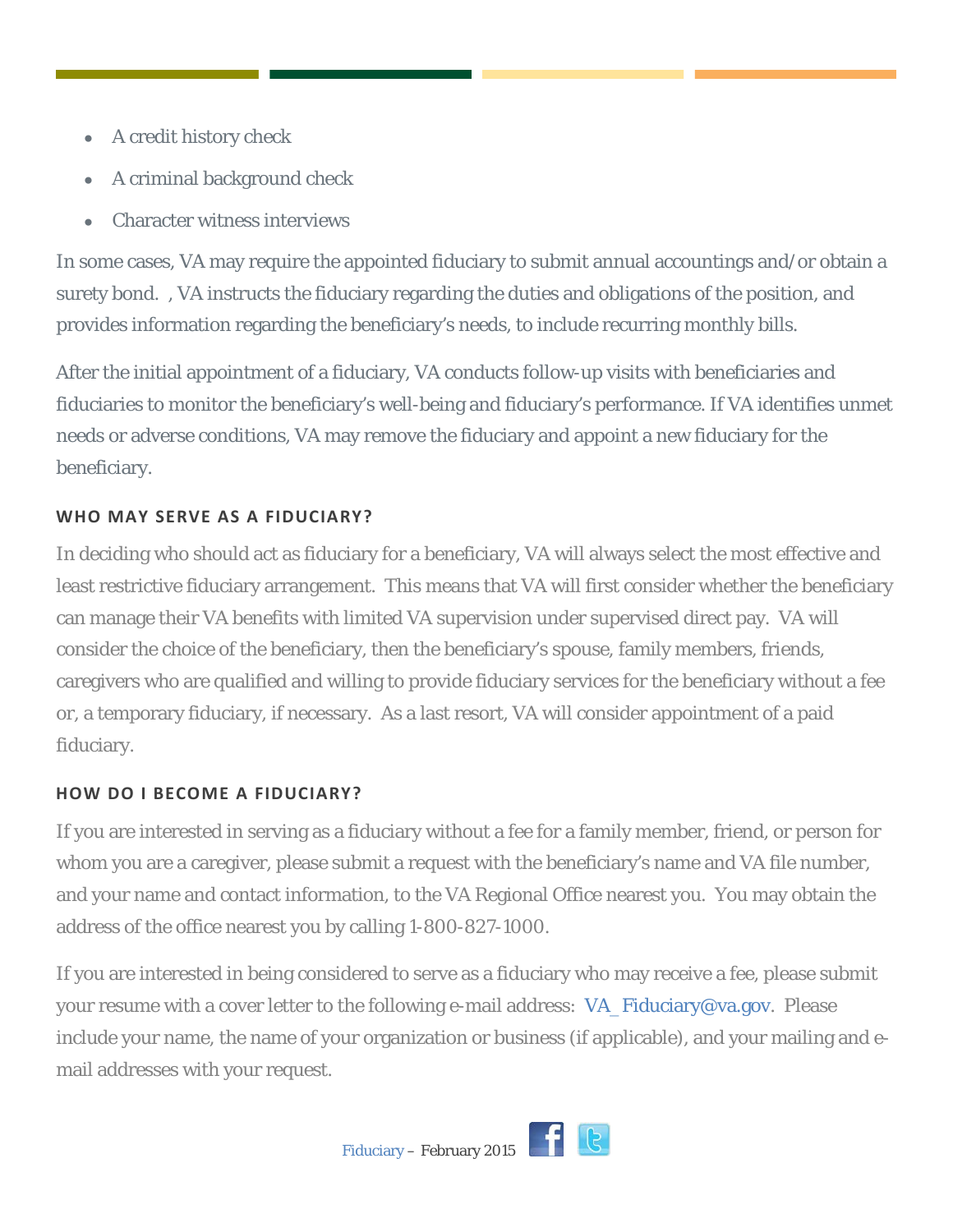- A credit history check
- A criminal background check
- Character witness interviews

In some cases, VA may require the appointed fiduciary to submit annual accountings and/or obtain a surety bond. , VA instructs the fiduciary regarding the duties and obligations of the position, and provides information regarding the beneficiary's needs, to include recurring monthly bills.

After the initial appointment of a fiduciary, VA conducts follow-up visits with beneficiaries and fiduciaries to monitor the beneficiary's well-being and fiduciary's performance. If VA identifies unmet needs or adverse conditions, VA may remove the fiduciary and appoint a new fiduciary for the beneficiary.

### WHO MAY SERVE AS A FIDUCIARY?

In deciding who should act as fiduciary for a beneficiary, VA will always select the most effective and least restrictive fiduciary arrangement. This means that VA will first consider whether the beneficiary can manage their VA benefits with limited VA supervision under supervised direct pay. VA will consider the choice of the beneficiary, then the beneficiary's spouse, family members, friends, caregivers who are qualified and willing to provide fiduciary services for the beneficiary without a fee or, a temporary fiduciary, if necessary. As a last resort, VA will consider appointment of a paid fiduciary.

### HOW DO I BECOME A FIDUCIARY?

If you are interested in serving as a fiduciary without a fee for a family member, friend, or person for whom you are a caregiver, please submit a request with the beneficiary's name and VA file number, and your name and contact information, to the VA Regional Office nearest you. You may obtain the address of the office nearest you by calling 1-800-827-1000.

If you are interested in being considered to serve as a fiduciary who may receive a fee, please submit your resume with a cover letter to the following e-mail address: VA_Fiduciary@va.gov. Please include your name, the name of your organization or business (if applicable), and your mailing and e-mail addresses with your request.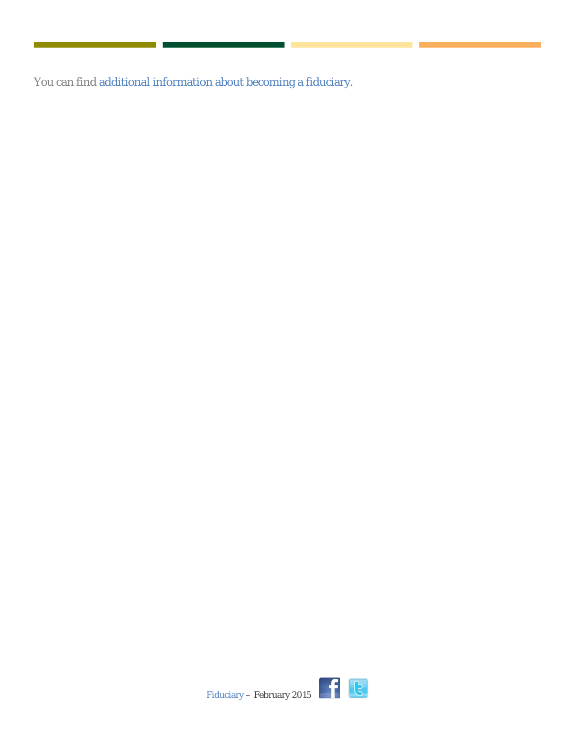You can find additional information about becoming a fiduciary.